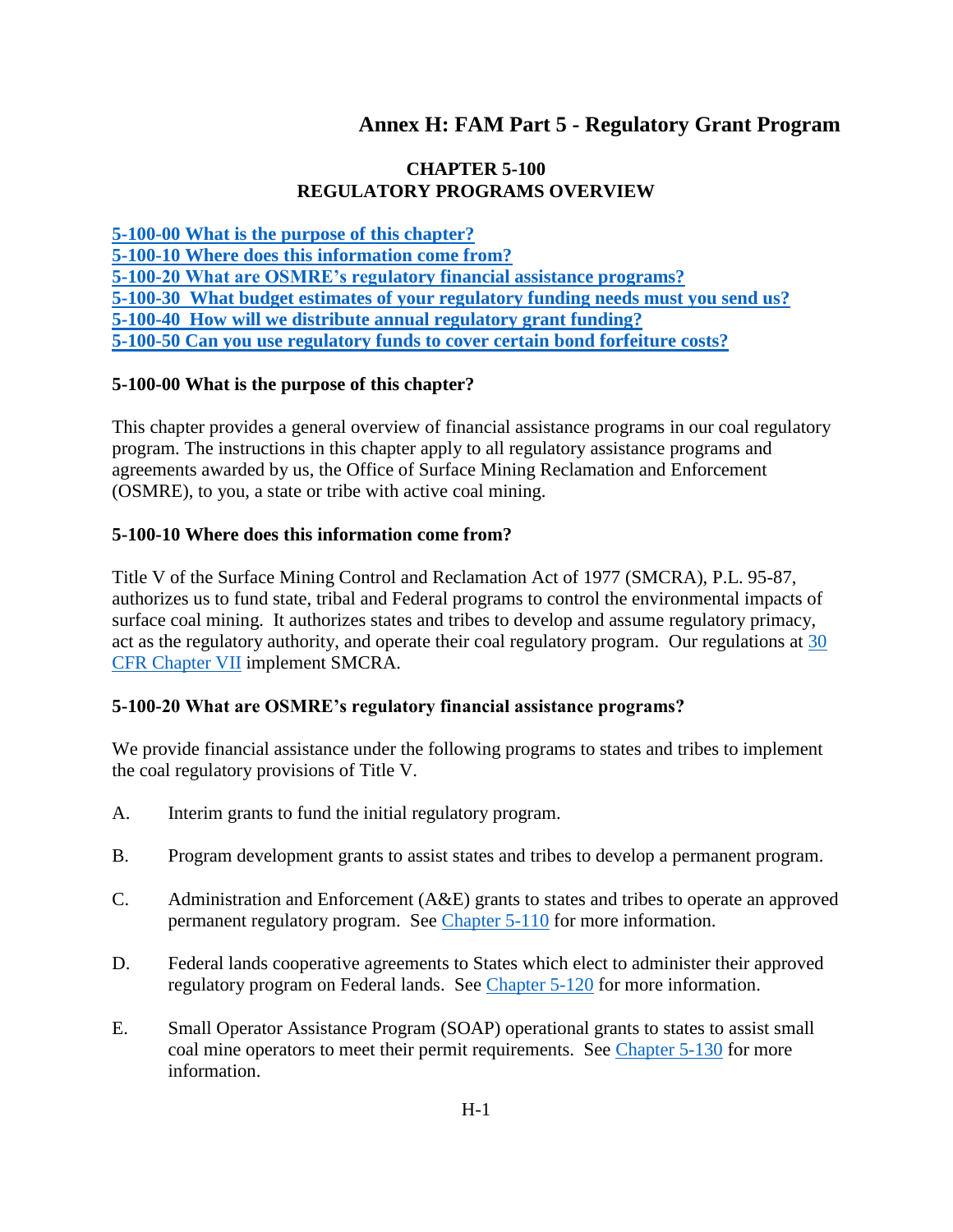# Annex H: FAM Part 5 - Regulatory Grant Program

## CHAPTER 5-100
## REGULATORY PROGRAMS OVERVIEW

**5-100-00 What is the purpose of this chapter?**
**5-100-10 Where does this information come from?**
**5-100-20 What are OSMRE's regulatory financial assistance programs?**
**5-100-30 What budget estimates of your regulatory funding needs must you send us?**
**5-100-40 How will we distribute annual regulatory grant funding?**
**5-100-50 Can you use regulatory funds to cover certain bond forfeiture costs?**

### 5-100-00 What is the purpose of this chapter?

This chapter provides a general overview of financial assistance programs in our coal regulatory program. The instructions in this chapter apply to all regulatory assistance programs and agreements awarded by us, the Office of Surface Mining Reclamation and Enforcement (OSMRE), to you, a state or tribe with active coal mining.

### 5-100-10 Where does this information come from?

Title V of the Surface Mining Control and Reclamation Act of 1977 (SMCRA), P.L. 95-87, authorizes us to fund state, tribal and Federal programs to control the environmental impacts of surface coal mining. It authorizes states and tribes to develop and assume regulatory primacy, act as the regulatory authority, and operate their coal regulatory program. Our regulations at 30 CFR Chapter VII implement SMCRA.

### 5-100-20 What are OSMRE's regulatory financial assistance programs?

We provide financial assistance under the following programs to states and tribes to implement the coal regulatory provisions of Title V.

A. Interim grants to fund the initial regulatory program.

B. Program development grants to assist states and tribes to develop a permanent program.

C. Administration and Enforcement (A&E) grants to states and tribes to operate an approved permanent regulatory program. See Chapter 5-110 for more information.

D. Federal lands cooperative agreements to States which elect to administer their approved regulatory program on Federal lands. See Chapter 5-120 for more information.

E. Small Operator Assistance Program (SOAP) operational grants to states to assist small coal mine operators to meet their permit requirements. See Chapter 5-130 for more information.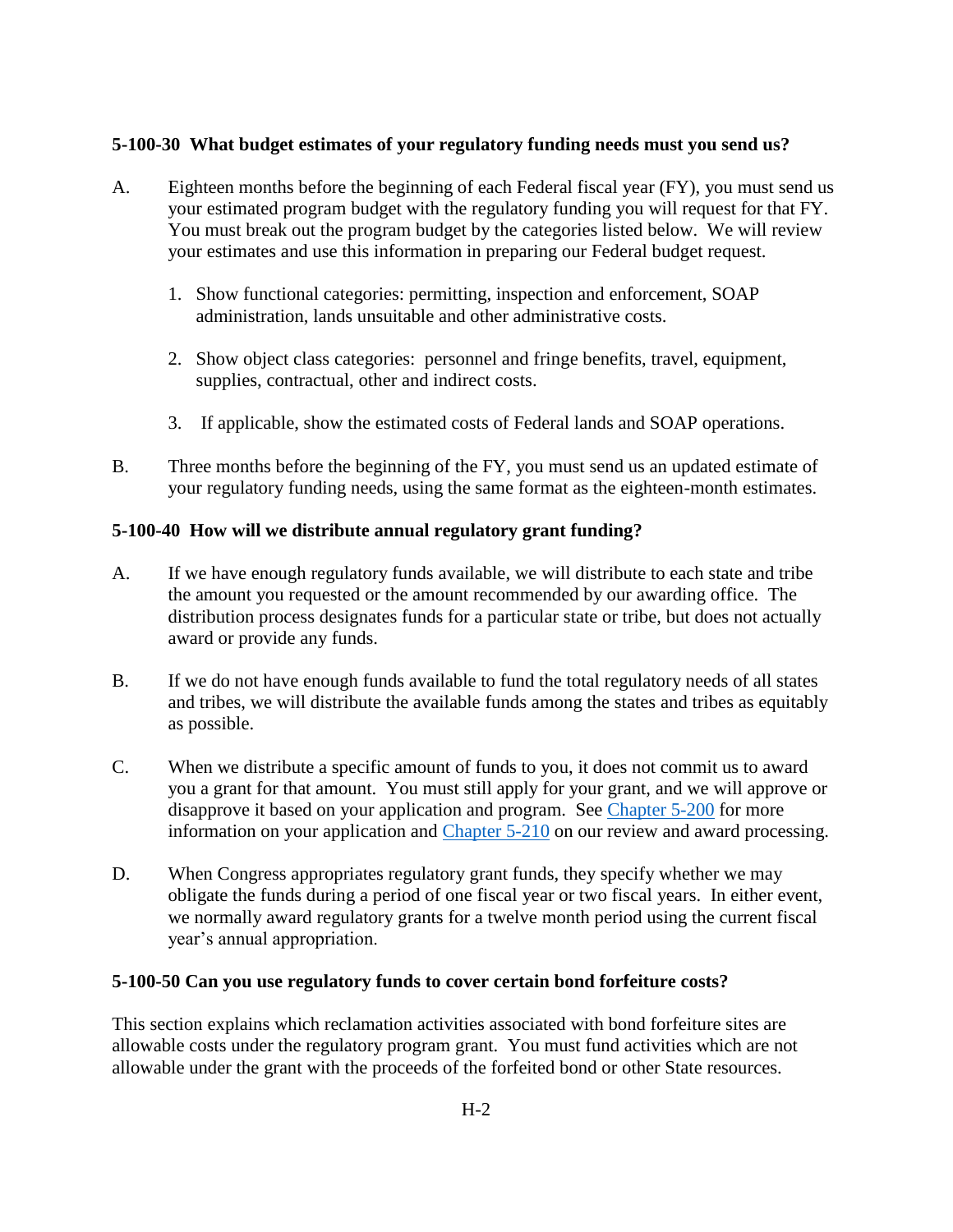### 5-100-30 What budget estimates of your regulatory funding needs must you send us?

A. Eighteen months before the beginning of each Federal fiscal year (FY), you must send us your estimated program budget with the regulatory funding you will request for that FY. You must break out the program budget by the categories listed below. We will review your estimates and use this information in preparing our Federal budget request.

   1. Show functional categories: permitting, inspection and enforcement, SOAP administration, lands unsuitable and other administrative costs.

   2. Show object class categories: personnel and fringe benefits, travel, equipment, supplies, contractual, other and indirect costs.

   3. If applicable, show the estimated costs of Federal lands and SOAP operations.

B. Three months before the beginning of the FY, you must send us an updated estimate of your regulatory funding needs, using the same format as the eighteen-month estimates.

### 5-100-40 How will we distribute annual regulatory grant funding?

A. If we have enough regulatory funds available, we will distribute to each state and tribe the amount you requested or the amount recommended by our awarding office. The distribution process designates funds for a particular state or tribe, but does not actually award or provide any funds.

B. If we do not have enough funds available to fund the total regulatory needs of all states and tribes, we will distribute the available funds among the states and tribes as equitably as possible.

C. When we distribute a specific amount of funds to you, it does not commit us to award you a grant for that amount. You must still apply for your grant, and we will approve or disapprove it based on your application and program. See Chapter 5-200 for more information on your application and Chapter 5-210 on our review and award processing.

D. When Congress appropriates regulatory grant funds, they specify whether we may obligate the funds during a period of one fiscal year or two fiscal years. In either event, we normally award regulatory grants for a twelve month period using the current fiscal year's annual appropriation.

### 5-100-50 Can you use regulatory funds to cover certain bond forfeiture costs?

This section explains which reclamation activities associated with bond forfeiture sites are allowable costs under the regulatory program grant. You must fund activities which are not allowable under the grant with the proceeds of the forfeited bond or other State resources.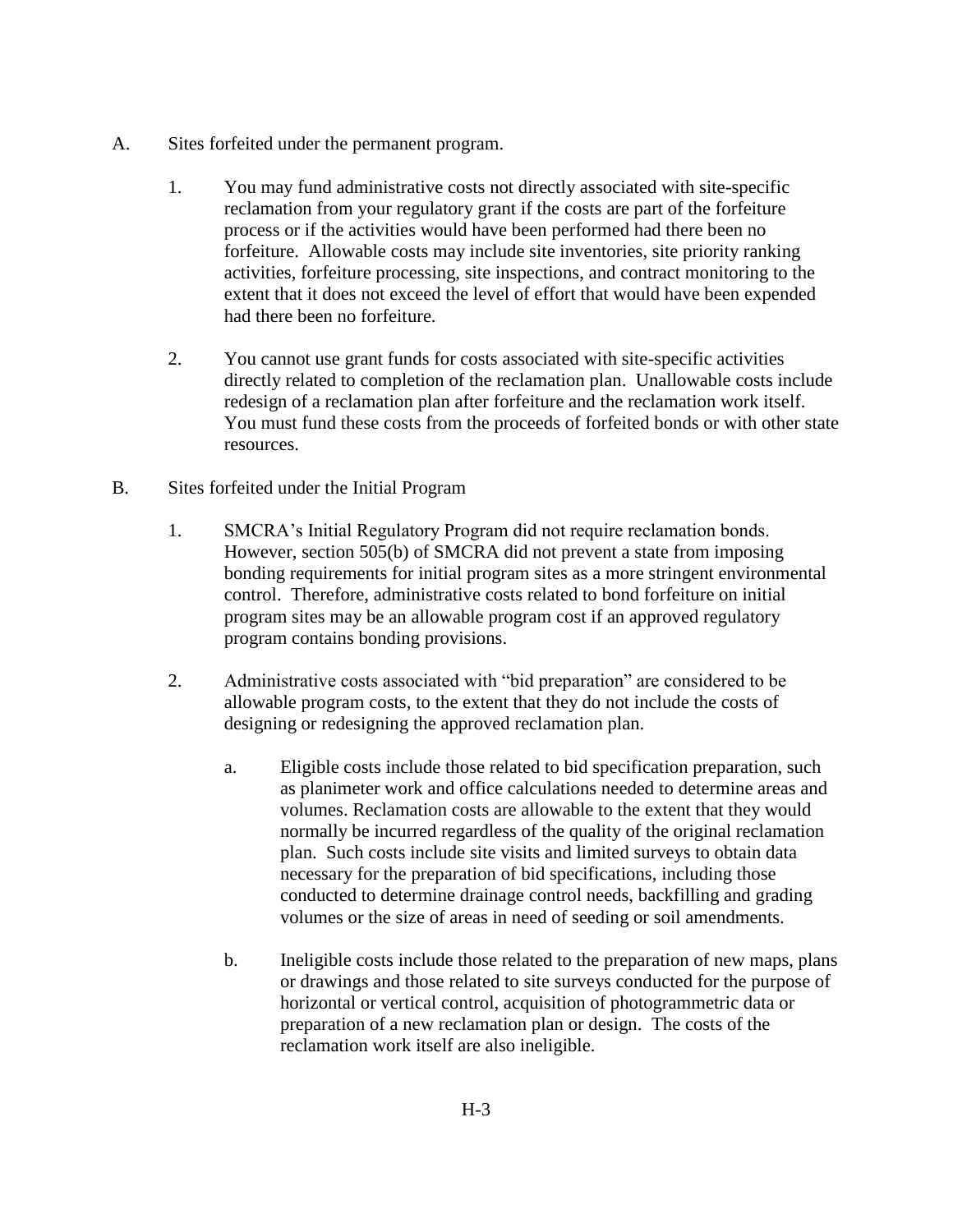A. Sites forfeited under the permanent program.

1. You may fund administrative costs not directly associated with site-specific reclamation from your regulatory grant if the costs are part of the forfeiture process or if the activities would have been performed had there been no forfeiture. Allowable costs may include site inventories, site priority ranking activities, forfeiture processing, site inspections, and contract monitoring to the extent that it does not exceed the level of effort that would have been expended had there been no forfeiture.

2. You cannot use grant funds for costs associated with site-specific activities directly related to completion of the reclamation plan. Unallowable costs include redesign of a reclamation plan after forfeiture and the reclamation work itself. You must fund these costs from the proceeds of forfeited bonds or with other state resources.

B. Sites forfeited under the Initial Program

1. SMCRA's Initial Regulatory Program did not require reclamation bonds. However, section 505(b) of SMCRA did not prevent a state from imposing bonding requirements for initial program sites as a more stringent environmental control. Therefore, administrative costs related to bond forfeiture on initial program sites may be an allowable program cost if an approved regulatory program contains bonding provisions.

2. Administrative costs associated with "bid preparation" are considered to be allowable program costs, to the extent that they do not include the costs of designing or redesigning the approved reclamation plan.

   a. Eligible costs include those related to bid specification preparation, such as planimeter work and office calculations needed to determine areas and volumes. Reclamation costs are allowable to the extent that they would normally be incurred regardless of the quality of the original reclamation plan. Such costs include site visits and limited surveys to obtain data necessary for the preparation of bid specifications, including those conducted to determine drainage control needs, backfilling and grading volumes or the size of areas in need of seeding or soil amendments.

   b. Ineligible costs include those related to the preparation of new maps, plans or drawings and those related to site surveys conducted for the purpose of horizontal or vertical control, acquisition of photogrammetric data or preparation of a new reclamation plan or design. The costs of the reclamation work itself are also ineligible.